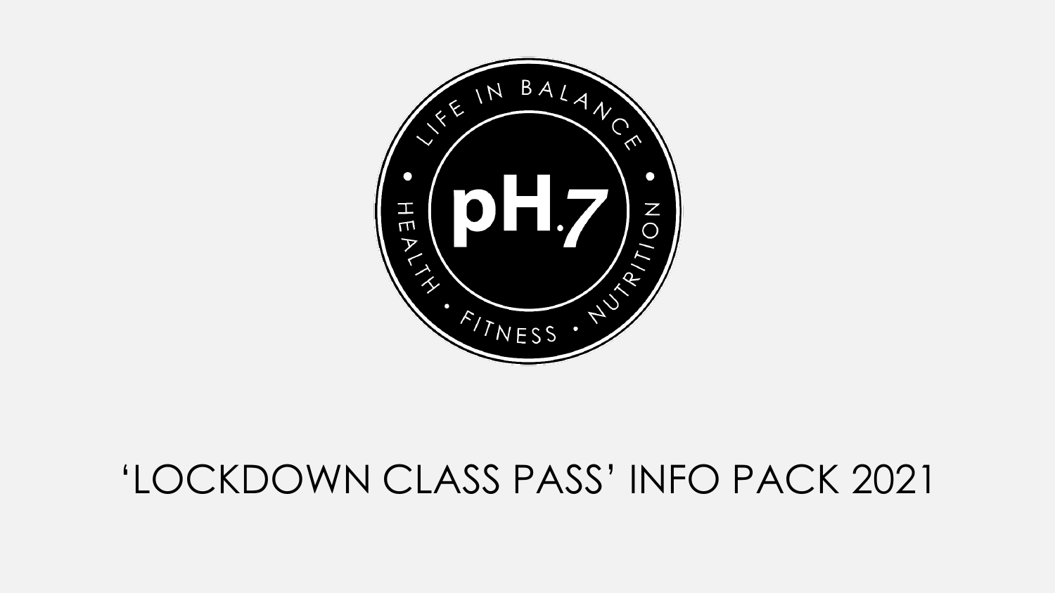LIFE IN BALANCE • HEALTH • FITNESS • NUTRITION •

pH.7

# 'LOCKDOWN CLASS PASS' INFO PACK 2021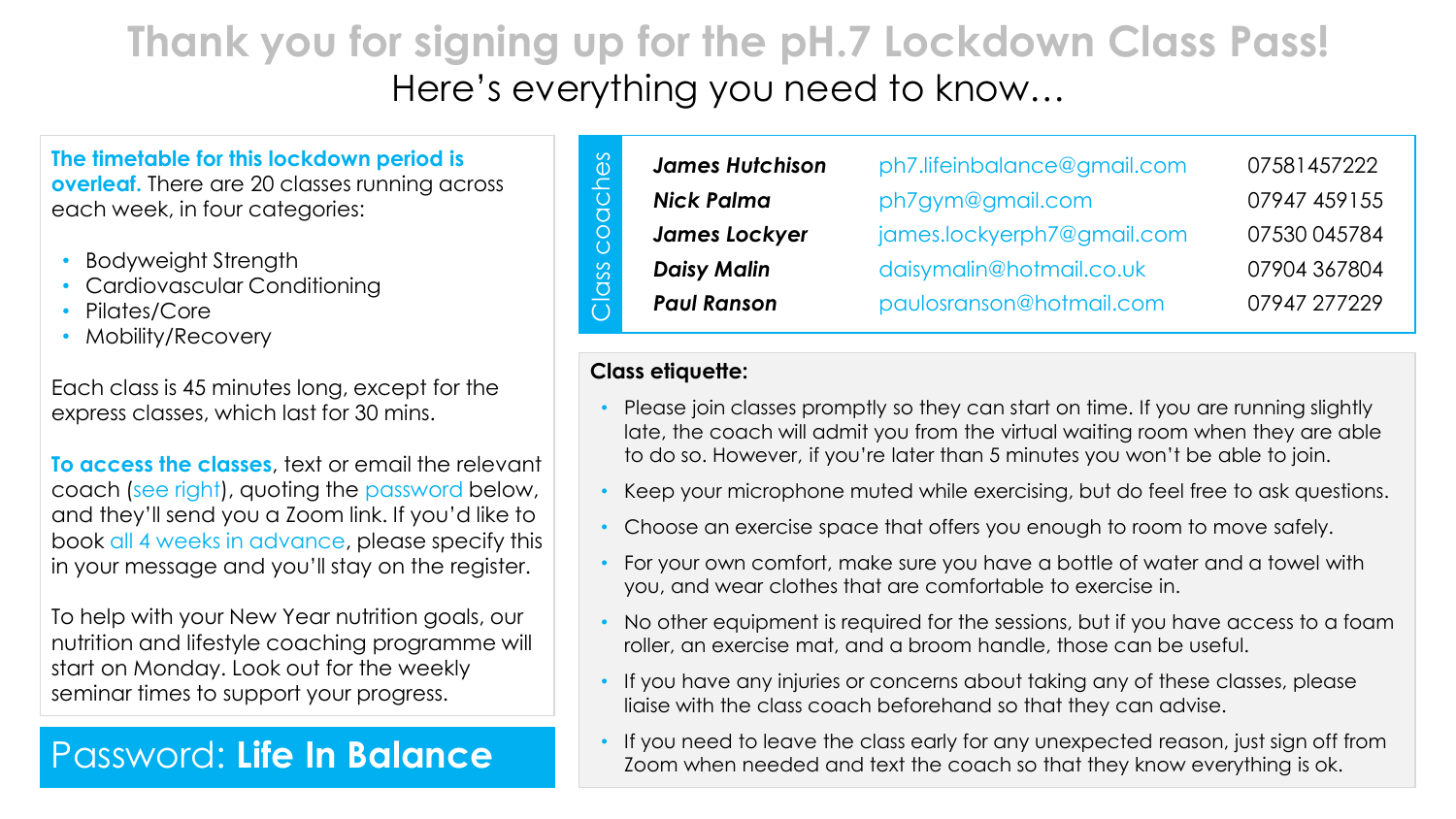# Thank you for signing up for the pH.7 Lockdown Class Pass!

## Here's everything you need to know…

**The timetable for this lockdown period is overleaf.** There are 20 classes running across each week, in four categories:

- Bodyweight Strength
- Cardiovascular Conditioning
- Pilates/Core
- Mobility/Recovery

Each class is 45 minutes long, except for the express classes, which last for 30 mins.

**To access the classes**, text or email the relevant coach (see right), quoting the password below, and they'll send you a Zoom link. If you'd like to book all 4 weeks in advance, please specify this in your message and you'll stay on the register.

To help with your New Year nutrition goals, our nutrition and lifestyle coaching programme will start on Monday. Look out for the weekly seminar times to support your progress.

**Password: Life In Balance**

### Class coaches

| | | |
|---|---|---|
| ***James Hutchison*** | ph7.lifeinbalance@gmail.com | 07581457222 |
| ***Nick Palma*** | ph7gym@gmail.com | 07947 459155 |
| ***James Lockyer*** | james.lockyerph7@gmail.com | 07530 045784 |
| ***Daisy Malin*** | daisymalin@hotmail.co.uk | 07904 367804 |
| ***Paul Ranson*** | paulosranson@hotmail.com | 07947 277229 |

**Class etiquette:**

- Please join classes promptly so they can start on time. If you are running slightly late, the coach will admit you from the virtual waiting room when they are able to do so. However, if you're later than 5 minutes you won't be able to join.
- Keep your microphone muted while exercising, but do feel free to ask questions.
- Choose an exercise space that offers you enough to room to move safely.
- For your own comfort, make sure you have a bottle of water and a towel with you, and wear clothes that are comfortable to exercise in.
- No other equipment is required for the sessions, but if you have access to a foam roller, an exercise mat, and a broom handle, those can be useful.
- If you have any injuries or concerns about taking any of these classes, please liaise with the class coach beforehand so that they can advise.
- If you need to leave the class early for any unexpected reason, just sign off from Zoom when needed and text the coach so that they know everything is ok.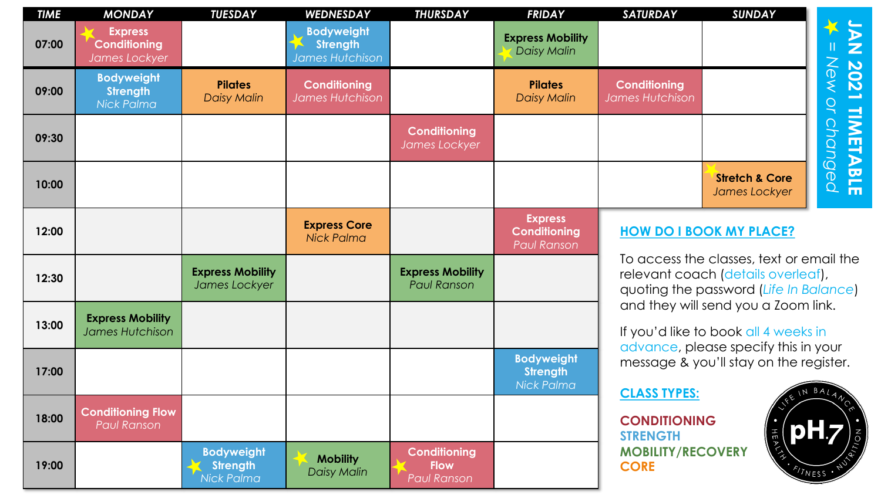# JAN 2021 TIMETABLE

★ = New or changed

| TIME | MONDAY | TUESDAY | WEDNESDAY | THURSDAY | FRIDAY | SATURDAY | SUNDAY |
|---|---|---|---|---|---|---|---|
| 07:00 | ★ **Express Conditioning** *James Lockyer* | | ★ **Bodyweight Strength** *James Hutchison* | | **Express Mobility** ★ *Daisy Malin* | | |
| 09:00 | **Bodyweight Strength** *Nick Palma* | **Pilates** *Daisy Malin* | **Conditioning** *James Hutchison* | | **Pilates** *Daisy Malin* | **Conditioning** *James Hutchison* | |
| 09:30 | | | | **Conditioning** *James Lockyer* | | | |
| 10:00 | | | | | | | ★ **Stretch & Core** *James Lockyer* |
| 12:00 | | | **Express Core** *Nick Palma* | | **Express Conditioning** *Paul Ranson* | | |
| 12:30 | | **Express Mobility** *James Lockyer* | | **Express Mobility** *Paul Ranson* | | | |
| 13:00 | **Express Mobility** *James Hutchison* | | | | | | |
| 17:00 | | | | | **Bodyweight Strength** *Nick Palma* | | |
| 18:00 | **Conditioning Flow** *Paul Ranson* | | | | | | |
| 19:00 | | ★ **Bodyweight Strength** *Nick Palma* | ★ **Mobility** *Daisy Malin* | ★ **Conditioning Flow** *Paul Ranson* | | | |

## HOW DO I BOOK MY PLACE?

To access the classes, text or email the relevant coach (details overleaf), quoting the password (*Life In Balance*) and they will send you a Zoom link.

If you'd like to book all 4 weeks in advance, please specify this in your message & you'll stay on the register.

## CLASS TYPES:

**CONDITIONING**
**STRENGTH**
**MOBILITY/RECOVERY**
**CORE**

LIFE IN BALANCE · pH7 · HEALTH · FITNESS · NUTRITION